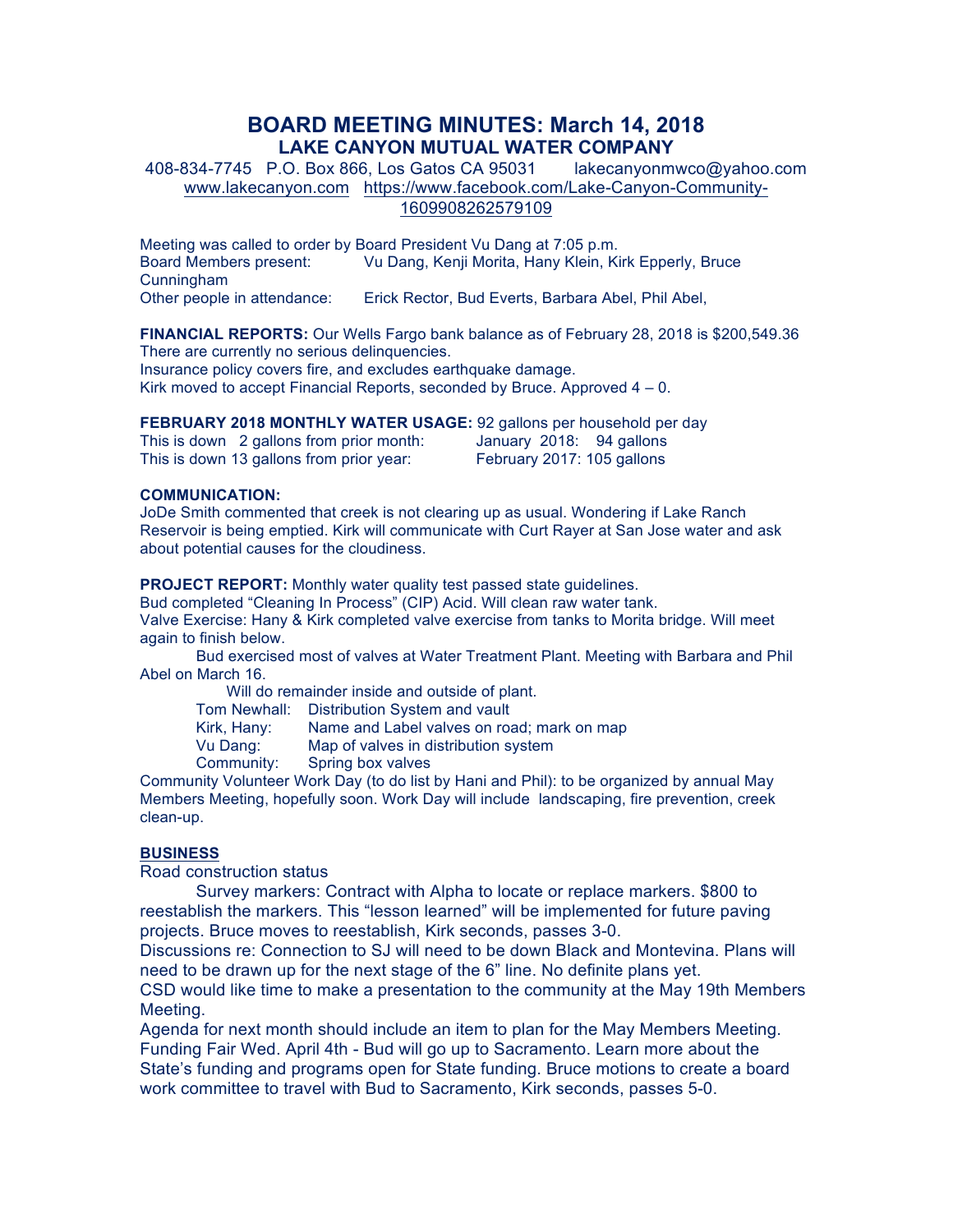# BOARD MEETING MINUTES: March 14, 2018
## LAKE CANYON MUTUAL WATER COMPANY

408-834-7745 P.O. Box 866, Los Gatos CA 95031 lakecanyonmwco@yahoo.com
www.lakecanyon.com https://www.facebook.com/Lake-Canyon-Community-1609908262579109

Meeting was called to order by Board President Vu Dang at 7:05 p.m.
Board Members present: Vu Dang, Kenji Morita, Hany Klein, Kirk Epperly, Bruce Cunningham
Other people in attendance: Erick Rector, Bud Everts, Barbara Abel, Phil Abel,

**FINANCIAL REPORTS:** Our Wells Fargo bank balance as of February 28, 2018 is $200,549.36
There are currently no serious delinquencies.
Insurance policy covers fire, and excludes earthquake damage.
Kirk moved to accept Financial Reports, seconded by Bruce. Approved 4 – 0.

**FEBRUARY 2018 MONTHLY WATER USAGE:** 92 gallons per household per day

| | |
|---|---|
| This is down 2 gallons from prior month: | January 2018: 94 gallons |
| This is down 13 gallons from prior year: | February 2017: 105 gallons |

**COMMUNICATION:**
JoDe Smith commented that creek is not clearing up as usual. Wondering if Lake Ranch Reservoir is being emptied. Kirk will communicate with Curt Rayer at San Jose water and ask about potential causes for the cloudiness.

**PROJECT REPORT:** Monthly water quality test passed state guidelines.
Bud completed "Cleaning In Process" (CIP) Acid. Will clean raw water tank.
Valve Exercise: Hany & Kirk completed valve exercise from tanks to Morita bridge. Will meet again to finish below.

Bud exercised most of valves at Water Treatment Plant. Meeting with Barbara and Phil Abel on March 16.

Will do remainder inside and outside of plant.

| | |
|---|---|
| Tom Newhall: | Distribution System and vault |
| Kirk, Hany: | Name and Label valves on road; mark on map |
| Vu Dang: | Map of valves in distribution system |
| Community: | Spring box valves |

Community Volunteer Work Day (to do list by Hani and Phil): to be organized by annual May Members Meeting, hopefully soon. Work Day will include landscaping, fire prevention, creek clean-up.

**BUSINESS**

Road construction status

Survey markers: Contract with Alpha to locate or replace markers. $800 to reestablish the markers. This "lesson learned" will be implemented for future paving projects. Bruce moves to reestablish, Kirk seconds, passes 3-0.

Discussions re: Connection to SJ will need to be down Black and Montevina. Plans will need to be drawn up for the next stage of the 6" line. No definite plans yet.

CSD would like time to make a presentation to the community at the May 19th Members Meeting.

Agenda for next month should include an item to plan for the May Members Meeting.

Funding Fair Wed. April 4th - Bud will go up to Sacramento. Learn more about the State's funding and programs open for State funding. Bruce motions to create a board work committee to travel with Bud to Sacramento, Kirk seconds, passes 5-0.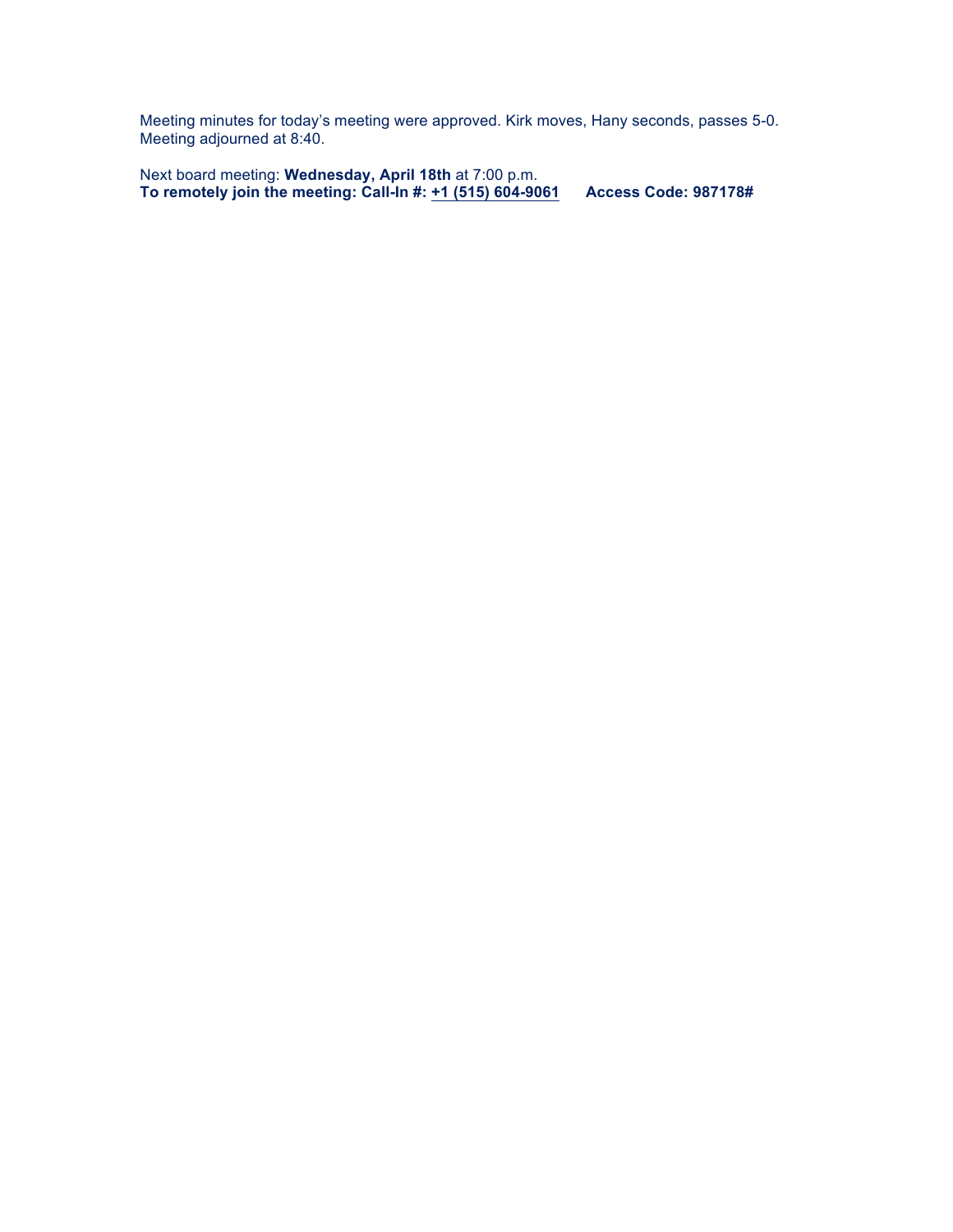Meeting minutes for today's meeting were approved. Kirk moves, Hany seconds, passes 5-0.
Meeting adjourned at 8:40.

Next board meeting: **Wednesday, April 18th** at 7:00 p.m.
**To remotely join the meeting: Call-In #: +1 (515) 604-9061      Access Code: 987178#**